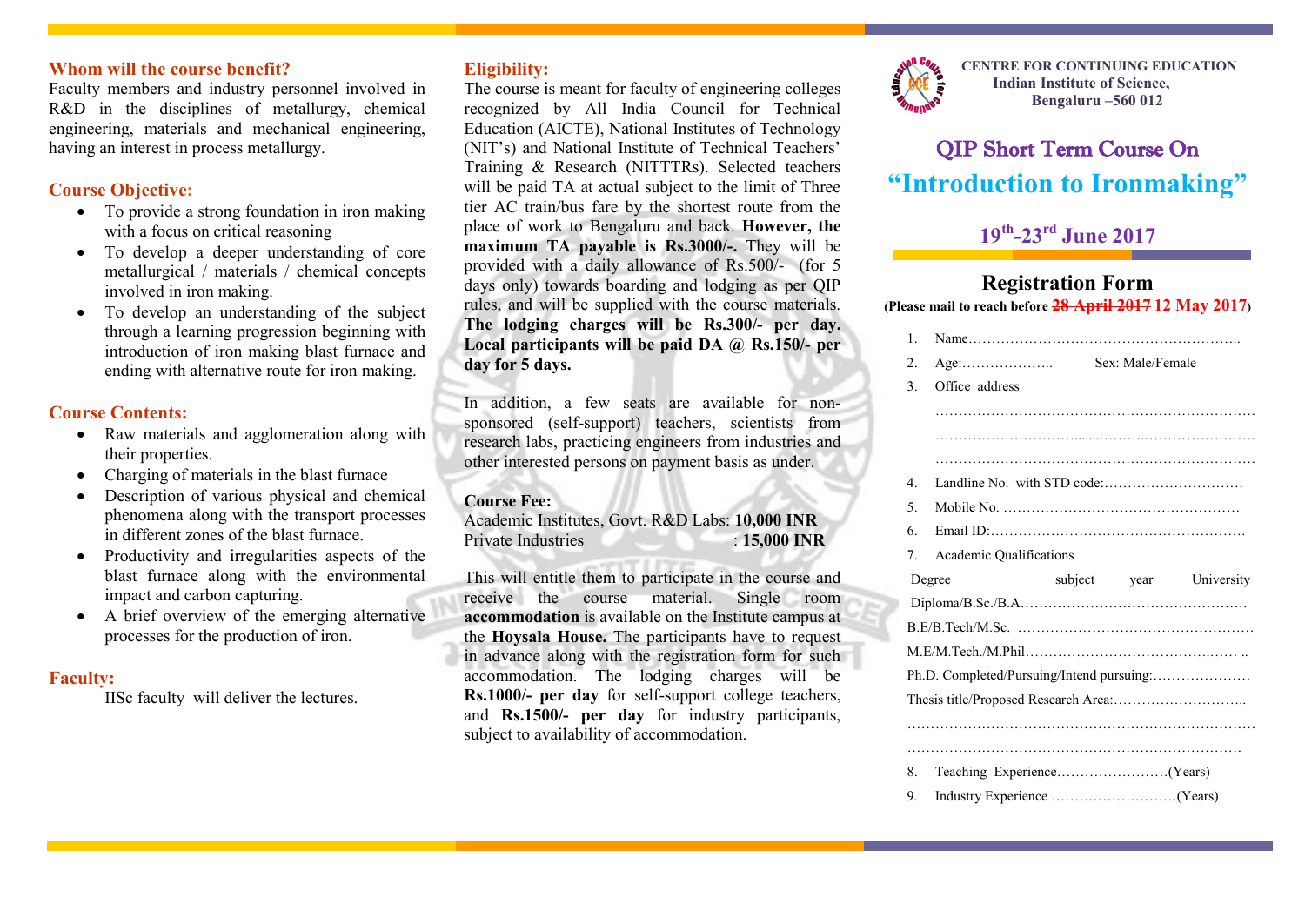## Whom will the course benefit?

Faculty members and industry personnel involved in R&D in the disciplines of metallurgy, chemical engineering, materials and mechanical engineering, having an interest in process metallurgy.

## Course Objective:

- To provide a strong foundation in iron making with a focus on critical reasoning
- To develop a deeper understanding of core metallurgical / materials / chemical concepts involved in iron making.
- To develop an understanding of the subject through a learning progression beginning with introduction of iron making blast furnace and ending with alternative route for iron making.

## Course Contents:

- Raw materials and agglomeration along with their properties.
- Charging of materials in the blast furnace
- Description of various physical and chemical phenomena along with the transport processes in different zones of the blast furnace.
- Productivity and irregularities aspects of the blast furnace along with the environmental impact and carbon capturing.
- A brief overview of the emerging alternative processes for the production of iron.

## Faculty:

IISc faculty will deliver the lectures.

## Eligibility:

The course is meant for faculty of engineering colleges recognized by All India Council for Technical Education (AICTE), National Institutes of Technology (NIT's) and National Institute of Technical Teachers' Training & Research (NITTTRs). Selected teachers will be paid TA at actual subject to the limit of Three tier AC train/bus fare by the shortest route from the place of work to Bengaluru and back. **However, the maximum TA payable is Rs.3000/-.** They will be provided with a daily allowance of Rs.500/- (for 5 days only) towards boarding and lodging as per QIP rules, and will be supplied with the course materials. **The lodging charges will be Rs.300/- per day. Local participants will be paid DA @ Rs.150/- per day for 5 days.**

In addition, a few seats are available for non-sponsored (self-support) teachers, scientists from research labs, practicing engineers from industries and other interested persons on payment basis as under.

**Course Fee:**

Academic Institutes, Govt. R&D Labs: **10,000 INR**
Private Industries : **15,000 INR**

This will entitle them to participate in the course and receive the course material. Single room **accommodation** is available on the Institute campus at the **Hoysala House.** The participants have to request in advance along with the registration form for such accommodation. The lodging charges will be **Rs.1000/- per day** for self-support college teachers, and **Rs.1500/- per day** for industry participants, subject to availability of accommodation.

**CENTRE FOR CONTINUING EDUCATION**
**Indian Institute of Science,**
**Bengaluru –560 012**

# QIP Short Term Course On
# "Introduction to Ironmaking"

## 19th-23rd June 2017

## Registration Form

**(Please mail to reach before ~~28 April 2017~~ 12 May 2017)**

1. Name…………………………………………………..
2. Age:……………….. Sex: Male/Female
3. Office address
   ……………………………………………………………
   ……………………………………………………………
   ……………………………………………………………
4. Landline No. with STD code:…………………………
5. Mobile No. ……………………………………………
6. Email ID:………………………………………………
7. Academic Qualifications

Degree subject year University
Diploma/B.Sc./B.A…………………………………………
B.E/B.Tech/M.Sc. ……………………………………………
M.E/M.Tech./M.Phil……………………………………… ..
Ph.D. Completed/Pursuing/Intend pursuing:…………………
Thesis title/Proposed Research Area:………………………..
……………………………………………………………………
……………………………………………………………………

8. Teaching Experience……………………(Years)
9. Industry Experience ………………………(Years)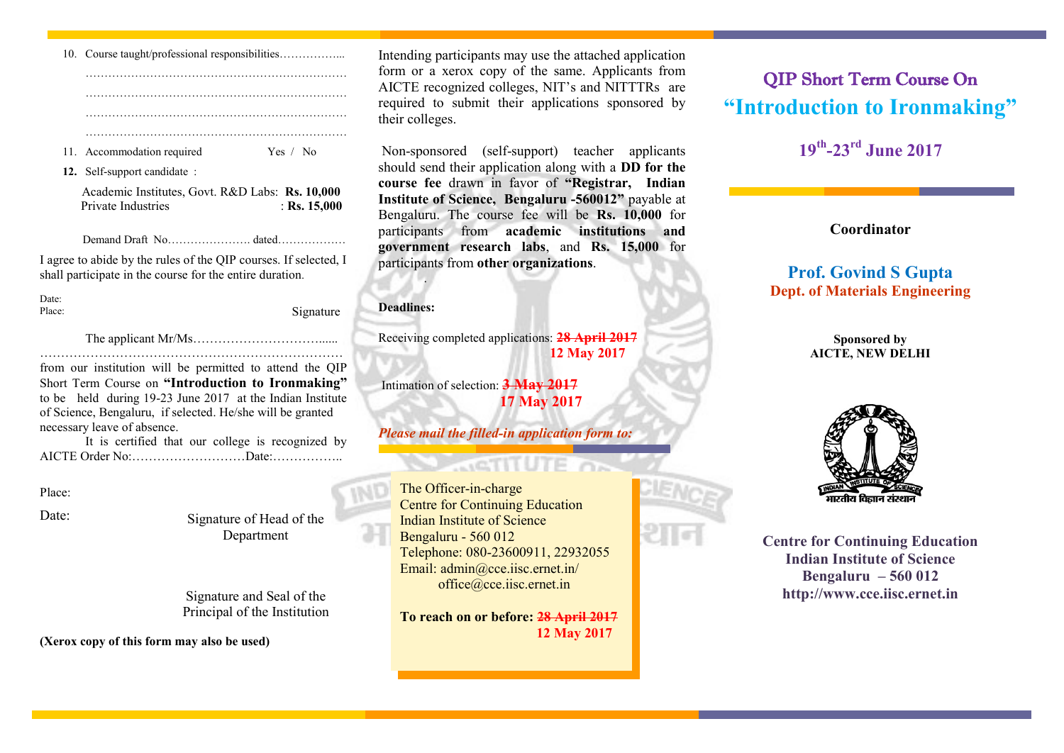10. Course taught/professional responsibilities……………...
…………………………………………………………
…………………………………………………………
…………………………………………………………
…………………………………………………………

11. Accommodation required Yes / No

**12.** Self-support candidate :

Academic Institutes, Govt. R&D Labs: **Rs. 10,000**
Private Industries : **Rs. 15,000**

Demand Draft No…………………. dated……………….

I agree to abide by the rules of the QIP courses. If selected, I shall participate in the course for the entire duration.

Date:
Place:

Signature

The applicant Mr/Ms…………………………......
………………………………………………………………
from our institution will be permitted to attend the QIP Short Term Course on **"Introduction to Ironmaking"** to be held during 19-23 June 2017 at the Indian Institute of Science, Bengaluru, if selected. He/she will be granted necessary leave of absence.

It is certified that our college is recognized by AICTE Order No:………………………Date:……………..

Place:

Date:

Signature of Head of the Department

Signature and Seal of the Principal of the Institution

**(Xerox copy of this form may also be used)**

Intending participants may use the attached application form or a xerox copy of the same. Applicants from AICTE recognized colleges, NIT's and NITTTRs are required to submit their applications sponsored by their colleges.

Non-sponsored (self-support) teacher applicants should send their application along with a **DD for the course fee** drawn in favor of **"Registrar, Indian Institute of Science, Bengaluru -560012"** payable at Bengaluru. The course fee will be **Rs. 10,000** for participants from **academic institutions and government research labs**, and **Rs. 15,000** for participants from **other organizations**.

**Deadlines:**

Receiving completed applications: ~~28 April 2017~~ **12 May 2017**

Intimation of selection: ~~3 May 2017~~ **17 May 2017**

***Please mail the filled-in application form to:***

The Officer-in-charge
Centre for Continuing Education
Indian Institute of Science
Bengaluru - 560 012
Telephone: 080-23600911, 22932055
Email: admin@cce.iisc.ernet.in/ office@cce.iisc.ernet.in

**To reach on or before:** ~~28 April 2017~~ **12 May 2017**

# QIP Short Term Course On "Introduction to Ironmaking"

## 19th-23rd June 2017

**Coordinator**

**Prof. Govind S Gupta**
**Dept. of Materials Engineering**

**Sponsored by**
**AICTE, NEW DELHI**

**Centre for Continuing Education**
**Indian Institute of Science**
**Bengaluru – 560 012**
**http://www.cce.iisc.ernet.in**